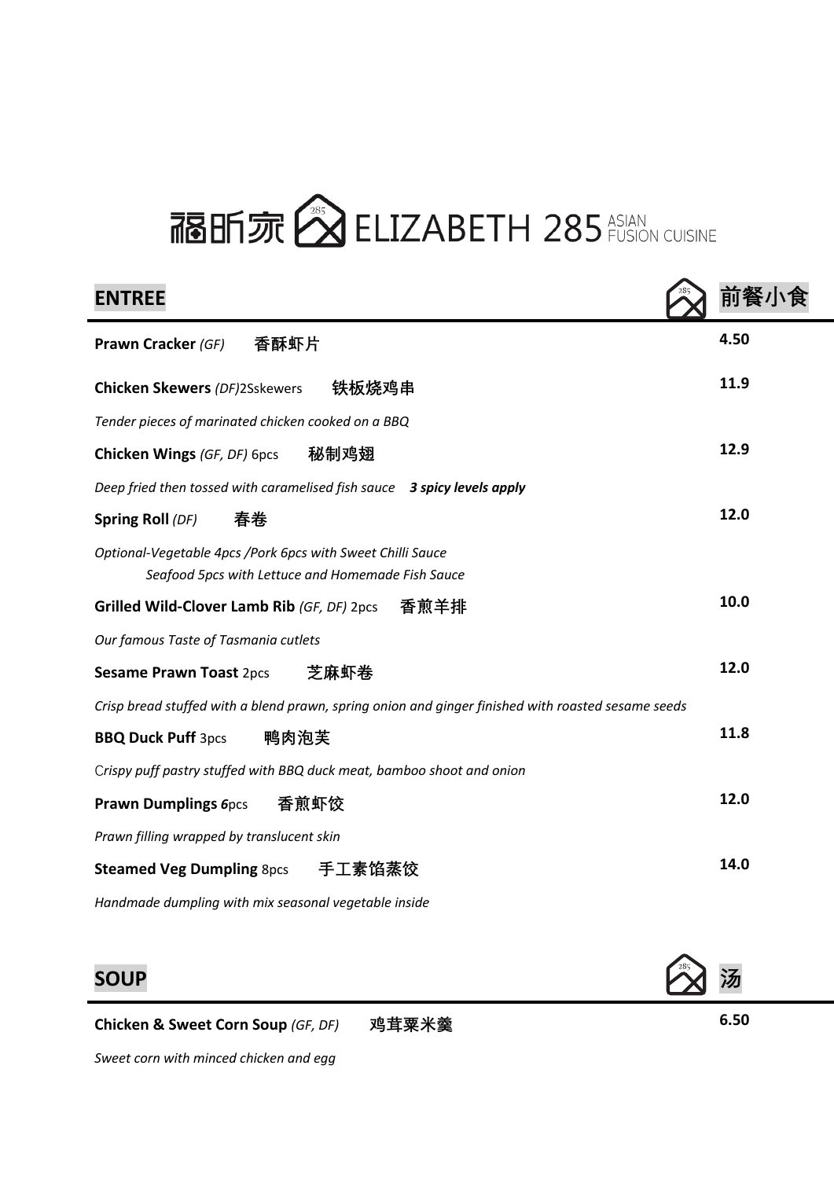# 福昕家 ELIZABETH 285 ASIAN FUSION CUISINE

## ENTREE 前餐小食

**Prawn Cracker** *(GF)* **香酥虾片** — **4.50**

**Chicken Skewers** *(DF)*2Sskewers **铁板烧鸡串** — **11.9**

*Tender pieces of marinated chicken cooked on a BBQ*

**Chicken Wings** *(GF, DF)* 6pcs **秘制鸡翅** — **12.9**

*Deep fried then tossed with caramelised fish sauce* ***3 spicy levels apply***

**Spring Roll** *(DF)* **春卷** — **12.0**

*Optional-Vegetable 4pcs /Pork 6pcs with Sweet Chilli Sauce*
*Seafood 5pcs with Lettuce and Homemade Fish Sauce*

**Grilled Wild-Clover Lamb Rib** *(GF, DF)* 2pcs **香煎羊排** — **10.0**

*Our famous Taste of Tasmania cutlets*

**Sesame Prawn Toast** 2pcs **芝麻虾卷** — **12.0**

*Crisp bread stuffed with a blend prawn, spring onion and ginger finished with roasted sesame seeds*

**BBQ Duck Puff** 3pcs **鸭肉泡芙** — **11.8**

*Crispy puff pastry stuffed with BBQ duck meat, bamboo shoot and onion*

**Prawn Dumplings** ***6***pcs **香煎虾饺** — **12.0**

*Prawn filling wrapped by translucent skin*

**Steamed Veg Dumpling** 8pcs **手工素馅蒸饺** — **14.0**

*Handmade dumpling with mix seasonal vegetable inside*

## SOUP 汤

**Chicken & Sweet Corn Soup** *(GF, DF)* **鸡茸粟米羹** — **6.50**

*Sweet corn with minced chicken and egg*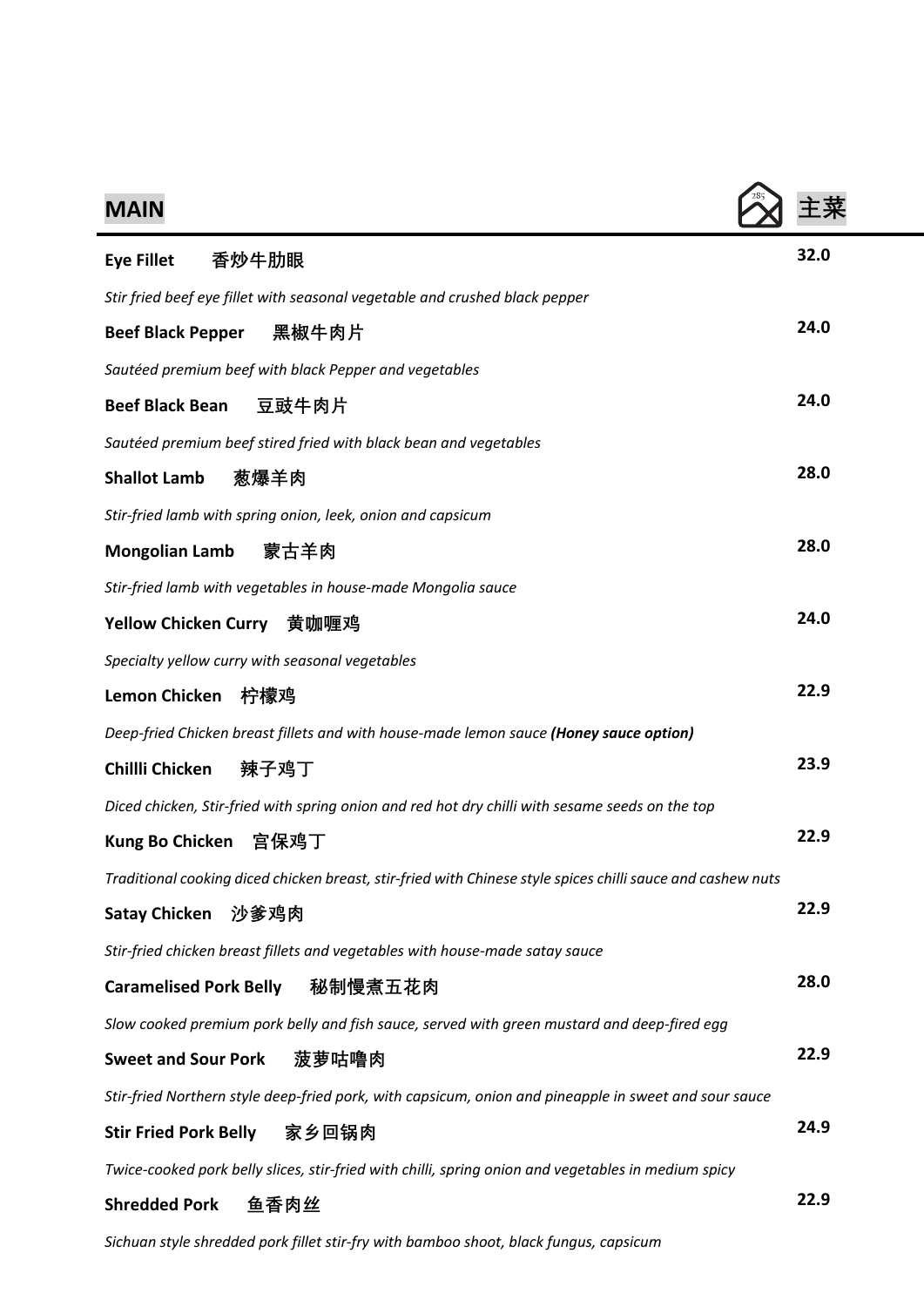## MAIN 主菜

**Eye Fillet 香炒牛肋眼** — **32.0**

*Stir fried beef eye fillet with seasonal vegetable and crushed black pepper*

**Beef Black Pepper 黑椒牛肉片** — **24.0**

*Sautéed premium beef with black Pepper and vegetables*

**Beef Black Bean 豆豉牛肉片** — **24.0**

*Sautéed premium beef stired fried with black bean and vegetables*

**Shallot Lamb 葱爆羊肉** — **28.0**

*Stir-fried lamb with spring onion, leek, onion and capsicum*

**Mongolian Lamb 蒙古羊肉** — **28.0**

*Stir-fried lamb with vegetables in house-made Mongolia sauce*

**Yellow Chicken Curry 黄咖喱鸡** — **24.0**

*Specialty yellow curry with seasonal vegetables*

**Lemon Chicken 柠檬鸡** — **22.9**

*Deep-fried Chicken breast fillets and with house-made lemon sauce **(Honey sauce option)***

**Chillli Chicken 辣子鸡丁** — **23.9**

*Diced chicken, Stir-fried with spring onion and red hot dry chilli with sesame seeds on the top*

**Kung Bo Chicken 宫保鸡丁** — **22.9**

*Traditional cooking diced chicken breast, stir-fried with Chinese style spices chilli sauce and cashew nuts*

**Satay Chicken 沙爹鸡肉** — **22.9**

*Stir-fried chicken breast fillets and vegetables with house-made satay sauce*

**Caramelised Pork Belly 秘制慢煮五花肉** — **28.0**

*Slow cooked premium pork belly and fish sauce, served with green mustard and deep-fired egg*

**Sweet and Sour Pork 菠萝咕噜肉** — **22.9**

*Stir-fried Northern style deep-fried pork, with capsicum, onion and pineapple in sweet and sour sauce*

**Stir Fried Pork Belly 家乡回锅肉** — **24.9**

*Twice-cooked pork belly slices, stir-fried with chilli, spring onion and vegetables in medium spicy*

**Shredded Pork 鱼香肉丝** — **22.9**

*Sichuan style shredded pork fillet stir-fry with bamboo shoot, black fungus, capsicum*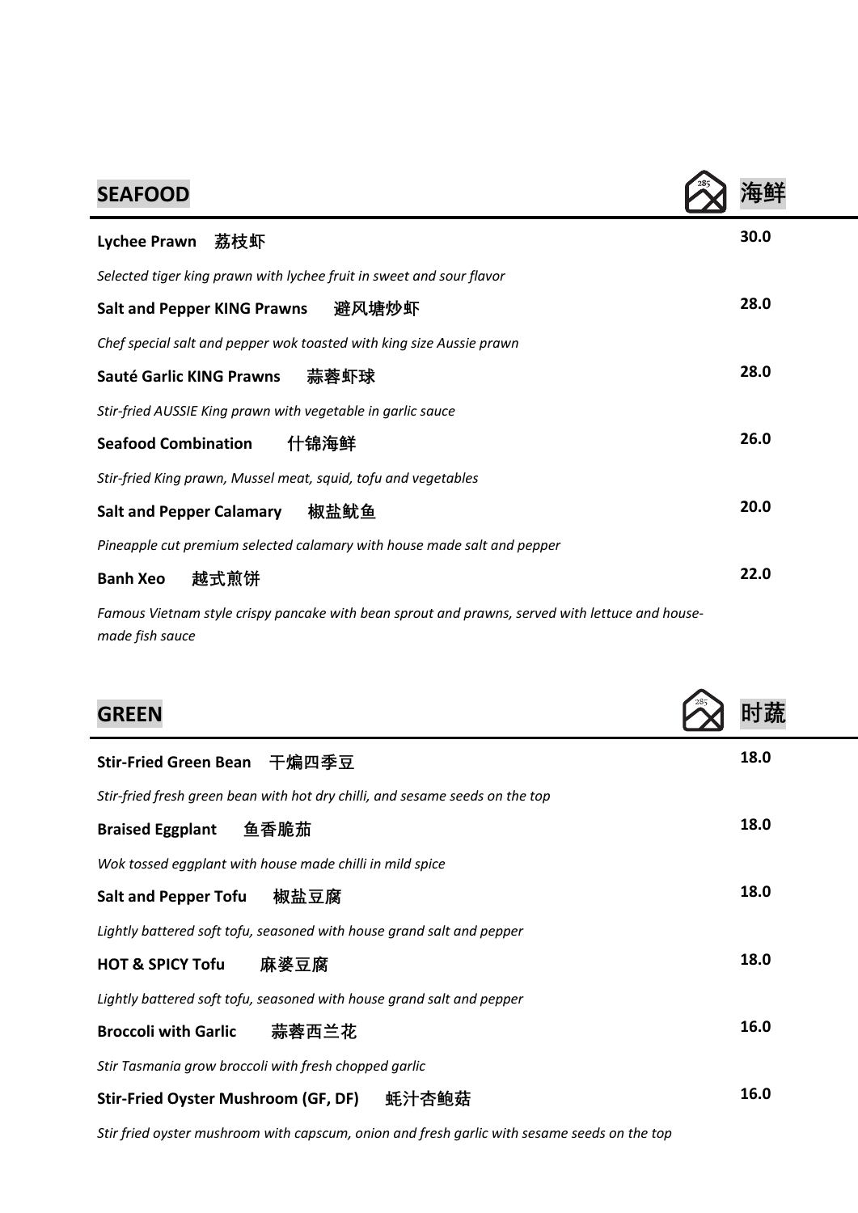## SEAFOOD 海鲜

**Lychee Prawn 荔枝虾** — **30.0**

*Selected tiger king prawn with lychee fruit in sweet and sour flavor*

**Salt and Pepper KING Prawns 避风塘炒虾** — **28.0**

*Chef special salt and pepper wok toasted with king size Aussie prawn*

**Sauté Garlic KING Prawns 蒜蓉虾球** — **28.0**

*Stir-fried AUSSIE King prawn with vegetable in garlic sauce*

**Seafood Combination 什锦海鲜** — **26.0**

*Stir-fried King prawn, Mussel meat, squid, tofu and vegetables*

**Salt and Pepper Calamary 椒盐鱿鱼** — **20.0**

*Pineapple cut premium selected calamary with house made salt and pepper*

**Banh Xeo 越式煎饼** — **22.0**

*Famous Vietnam style crispy pancake with bean sprout and prawns, served with lettuce and house-made fish sauce*

## GREEN 时蔬

**Stir-Fried Green Bean 干煸四季豆** — **18.0**

*Stir-fried fresh green bean with hot dry chilli, and sesame seeds on the top*

**Braised Eggplant 鱼香脆茄** — **18.0**

*Wok tossed eggplant with house made chilli in mild spice*

**Salt and Pepper Tofu 椒盐豆腐** — **18.0**

*Lightly battered soft tofu, seasoned with house grand salt and pepper*

**HOT & SPICY Tofu 麻婆豆腐** — **18.0**

*Lightly battered soft tofu, seasoned with house grand salt and pepper*

**Broccoli with Garlic 蒜蓉西兰花** — **16.0**

*Stir Tasmania grow broccoli with fresh chopped garlic*

**Stir-Fried Oyster Mushroom (GF, DF) 蚝汁杏鲍菇** — **16.0**

*Stir fried oyster mushroom with capscum, onion and fresh garlic with sesame seeds on the top*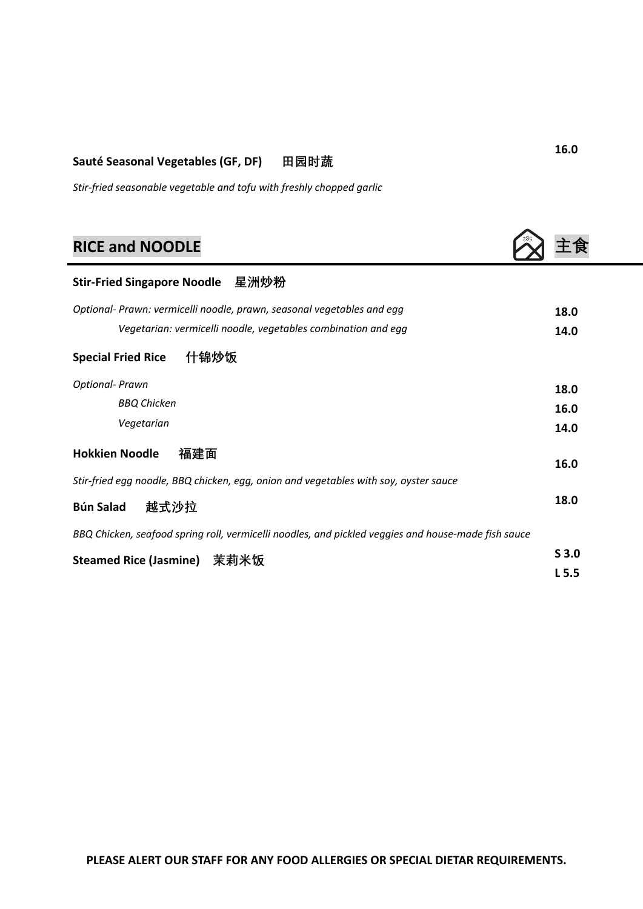**Sauté Seasonal Vegetables (GF, DF)** **田园时蔬** **16.0**

*Stir-fried seasonable vegetable and tofu with freshly chopped garlic*

## RICE and NOODLE 主食

**Stir-Fried Singapore Noodle** **星洲炒粉**

*Optional- Prawn: vermicelli noodle, prawn, seasonal vegetables and egg* **18.0**

*Vegetarian: vermicelli noodle, vegetables combination and egg* **14.0**

**Special Fried Rice** **什锦炒饭**

*Optional- Prawn* **18.0**

*BBQ Chicken* **16.0**

*Vegetarian* **14.0**

**Hokkien Noodle** **福建面** **16.0**

*Stir-fried egg noodle, BBQ chicken, egg, onion and vegetables with soy, oyster sauce*

**Bún Salad** **越式沙拉** **18.0**

*BBQ Chicken, seafood spring roll, vermicelli noodles, and pickled veggies and house-made fish sauce*

**Steamed Rice (Jasmine)** **茉莉米饭** **S 3.0** / **L 5.5**

**PLEASE ALERT OUR STAFF FOR ANY FOOD ALLERGIES OR SPECIAL DIETAR REQUIREMENTS.**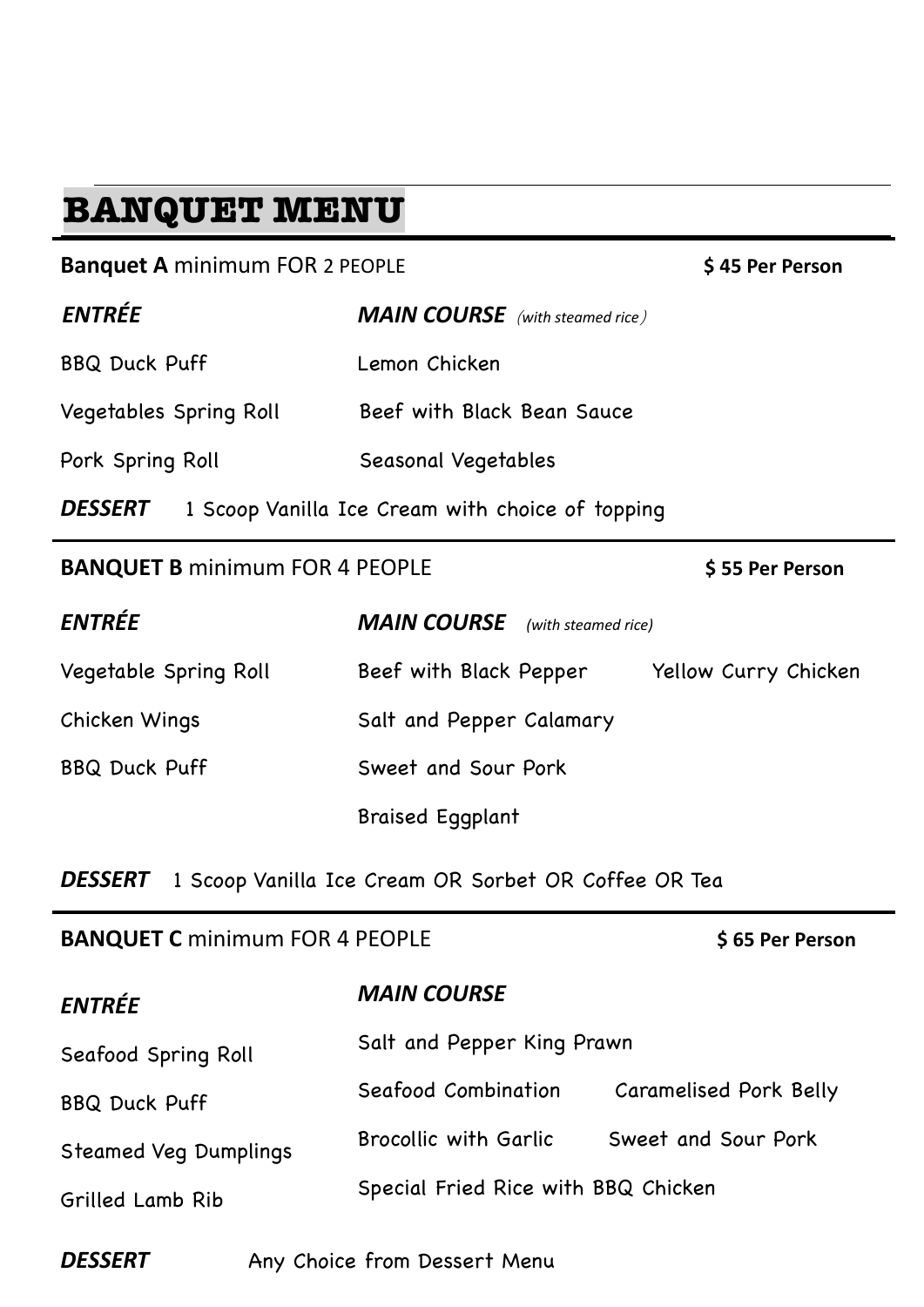# BANQUET MENU

**Banquet A** minimum FOR 2 PEOPLE **$ 45 Per Person**

| ***ENTRÉE*** | ***MAIN COURSE*** *(with steamed rice)* |
| --- | --- |
| BBQ Duck Puff | Lemon Chicken |
| Vegetables Spring Roll | Beef with Black Bean Sauce |
| Pork Spring Roll | Seasonal Vegetables |

***DESSERT*** 1 Scoop Vanilla Ice Cream with choice of topping

**BANQUET B** minimum FOR 4 PEOPLE **$ 55 Per Person**

| ***ENTRÉE*** | ***MAIN COURSE*** *(with steamed rice)* | |
| --- | --- | --- |
| Vegetable Spring Roll | Beef with Black Pepper | Yellow Curry Chicken |
| Chicken Wings | Salt and Pepper Calamary | |
| BBQ Duck Puff | Sweet and Sour Pork | |
| | Braised Eggplant | |

***DESSERT*** 1 Scoop Vanilla Ice Cream OR Sorbet OR Coffee OR Tea

**BANQUET C** minimum FOR 4 PEOPLE **$ 65 Per Person**

| ***ENTRÉE*** | ***MAIN COURSE*** | |
| --- | --- | --- |
| Seafood Spring Roll | Salt and Pepper King Prawn | |
| BBQ Duck Puff | Seafood Combination | Caramelised Pork Belly |
| Steamed Veg Dumplings | Brocollic with Garlic | Sweet and Sour Pork |
| Grilled Lamb Rib | Special Fried Rice with BBQ Chicken | |

***DESSERT*** Any Choice from Dessert Menu